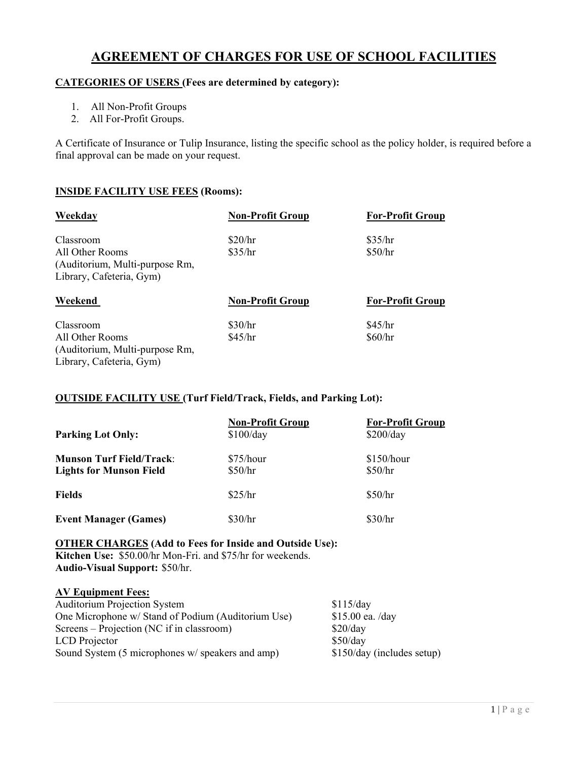# AGREEMENT OF CHARGES FOR USE OF SCHOOL FACILITIES

**CATEGORIES OF USERS (Fees are determined by category):**

1. All Non-Profit Groups
2. All For-Profit Groups.

A Certificate of Insurance or Tulip Insurance, listing the specific school as the policy holder, is required before a final approval can be made on your request.

**INSIDE FACILITY USE FEES (Rooms):**

| Weekday | Non-Profit Group | For-Profit Group |
| --- | --- | --- |
| Classroom | $20/hr | $35/hr |
| All Other Rooms (Auditorium, Multi-purpose Rm, Library, Cafeteria, Gym) | $35/hr | $50/hr |

| Weekend | Non-Profit Group | For-Profit Group |
| --- | --- | --- |
| Classroom | $30/hr | $45/hr |
| All Other Rooms (Auditorium, Multi-purpose Rm, Library, Cafeteria, Gym) | $45/hr | $60/hr |

**OUTSIDE FACILITY USE (Turf Field/Track, Fields, and Parking Lot):**

| | Non-Profit Group | For-Profit Group |
| --- | --- | --- |
| **Parking Lot Only:** | $100/day | $200/day |
| **Munson Turf Field/Track:** | $75/hour | $150/hour |
| **Lights for Munson Field** | $50/hr | $50/hr |
| **Fields** | $25/hr | $50/hr |
| **Event Manager (Games)** | $30/hr | $30/hr |

**OTHER CHARGES (Add to Fees for Inside and Outside Use):**
**Kitchen Use:** $50.00/hr Mon-Fri. and $75/hr for weekends.
**Audio-Visual Support:** $50/hr.

**AV Equipment Fees:**

| | |
| --- | --- |
| Auditorium Projection System | $115/day |
| One Microphone w/ Stand of Podium (Auditorium Use) | $15.00 ea. /day |
| Screens – Projection (NC if in classroom) | $20/day |
| LCD Projector | $50/day |
| Sound System (5 microphones w/ speakers and amp) | $150/day (includes setup) |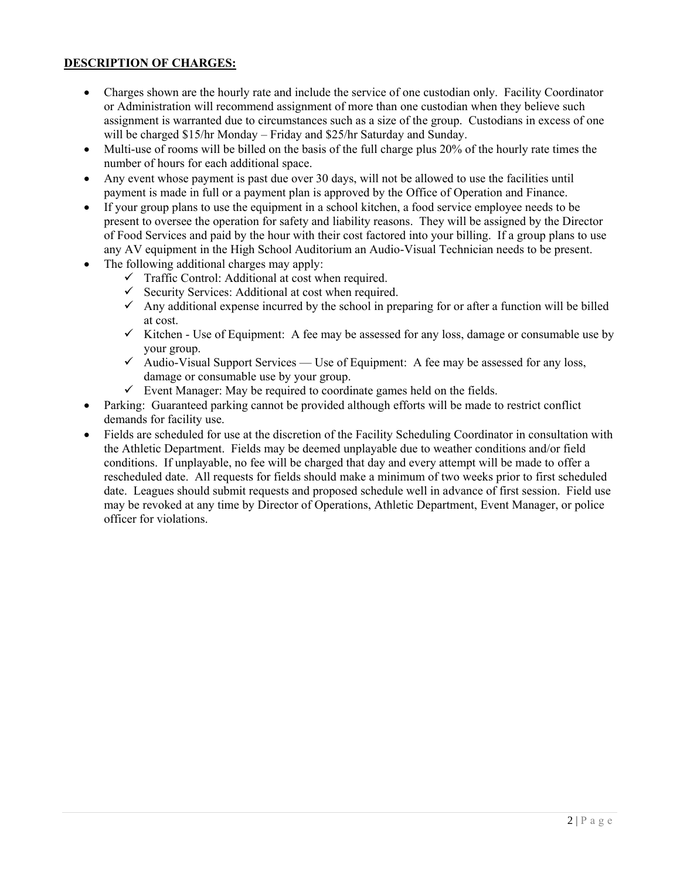**DESCRIPTION OF CHARGES:**

- Charges shown are the hourly rate and include the service of one custodian only. Facility Coordinator or Administration will recommend assignment of more than one custodian when they believe such assignment is warranted due to circumstances such as a size of the group. Custodians in excess of one will be charged $15/hr Monday – Friday and $25/hr Saturday and Sunday.
- Multi-use of rooms will be billed on the basis of the full charge plus 20% of the hourly rate times the number of hours for each additional space.
- Any event whose payment is past due over 30 days, will not be allowed to use the facilities until payment is made in full or a payment plan is approved by the Office of Operation and Finance.
- If your group plans to use the equipment in a school kitchen, a food service employee needs to be present to oversee the operation for safety and liability reasons. They will be assigned by the Director of Food Services and paid by the hour with their cost factored into your billing. If a group plans to use any AV equipment in the High School Auditorium an Audio-Visual Technician needs to be present.
- The following additional charges may apply:
  - ✓ Traffic Control: Additional at cost when required.
  - ✓ Security Services: Additional at cost when required.
  - ✓ Any additional expense incurred by the school in preparing for or after a function will be billed at cost.
  - ✓ Kitchen - Use of Equipment: A fee may be assessed for any loss, damage or consumable use by your group.
  - ✓ Audio-Visual Support Services — Use of Equipment: A fee may be assessed for any loss, damage or consumable use by your group.
  - ✓ Event Manager: May be required to coordinate games held on the fields.
- Parking: Guaranteed parking cannot be provided although efforts will be made to restrict conflict demands for facility use.
- Fields are scheduled for use at the discretion of the Facility Scheduling Coordinator in consultation with the Athletic Department. Fields may be deemed unplayable due to weather conditions and/or field conditions. If unplayable, no fee will be charged that day and every attempt will be made to offer a rescheduled date. All requests for fields should make a minimum of two weeks prior to first scheduled date. Leagues should submit requests and proposed schedule well in advance of first session. Field use may be revoked at any time by Director of Operations, Athletic Department, Event Manager, or police officer for violations.